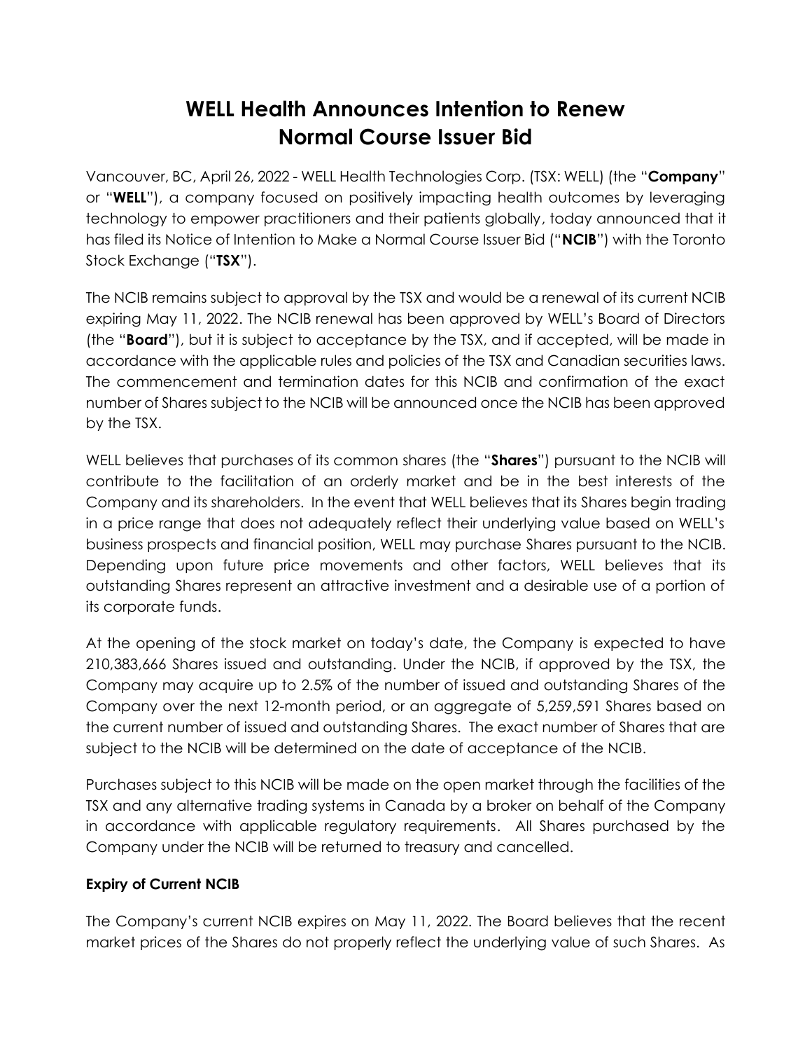# WELL Health Announces Intention to Renew Normal Course Issuer Bid

Vancouver, BC, April 26, 2022 - WELL Health Technologies Corp. (TSX: WELL) (the "**Company**" or "**WELL**"), a company focused on positively impacting health outcomes by leveraging technology to empower practitioners and their patients globally, today announced that it has filed its Notice of Intention to Make a Normal Course Issuer Bid ("**NCIB**") with the Toronto Stock Exchange ("**TSX**").

The NCIB remains subject to approval by the TSX and would be a renewal of its current NCIB expiring May 11, 2022. The NCIB renewal has been approved by WELL's Board of Directors (the "**Board**"), but it is subject to acceptance by the TSX, and if accepted, will be made in accordance with the applicable rules and policies of the TSX and Canadian securities laws. The commencement and termination dates for this NCIB and confirmation of the exact number of Shares subject to the NCIB will be announced once the NCIB has been approved by the TSX.

WELL believes that purchases of its common shares (the "**Shares**") pursuant to the NCIB will contribute to the facilitation of an orderly market and be in the best interests of the Company and its shareholders. In the event that WELL believes that its Shares begin trading in a price range that does not adequately reflect their underlying value based on WELL's business prospects and financial position, WELL may purchase Shares pursuant to the NCIB. Depending upon future price movements and other factors, WELL believes that its outstanding Shares represent an attractive investment and a desirable use of a portion of its corporate funds.

At the opening of the stock market on today's date, the Company is expected to have 210,383,666 Shares issued and outstanding. Under the NCIB, if approved by the TSX, the Company may acquire up to 2.5% of the number of issued and outstanding Shares of the Company over the next 12-month period, or an aggregate of 5,259,591 Shares based on the current number of issued and outstanding Shares. The exact number of Shares that are subject to the NCIB will be determined on the date of acceptance of the NCIB.

Purchases subject to this NCIB will be made on the open market through the facilities of the TSX and any alternative trading systems in Canada by a broker on behalf of the Company in accordance with applicable regulatory requirements. All Shares purchased by the Company under the NCIB will be returned to treasury and cancelled.

**Expiry of Current NCIB**

The Company's current NCIB expires on May 11, 2022. The Board believes that the recent market prices of the Shares do not properly reflect the underlying value of such Shares. As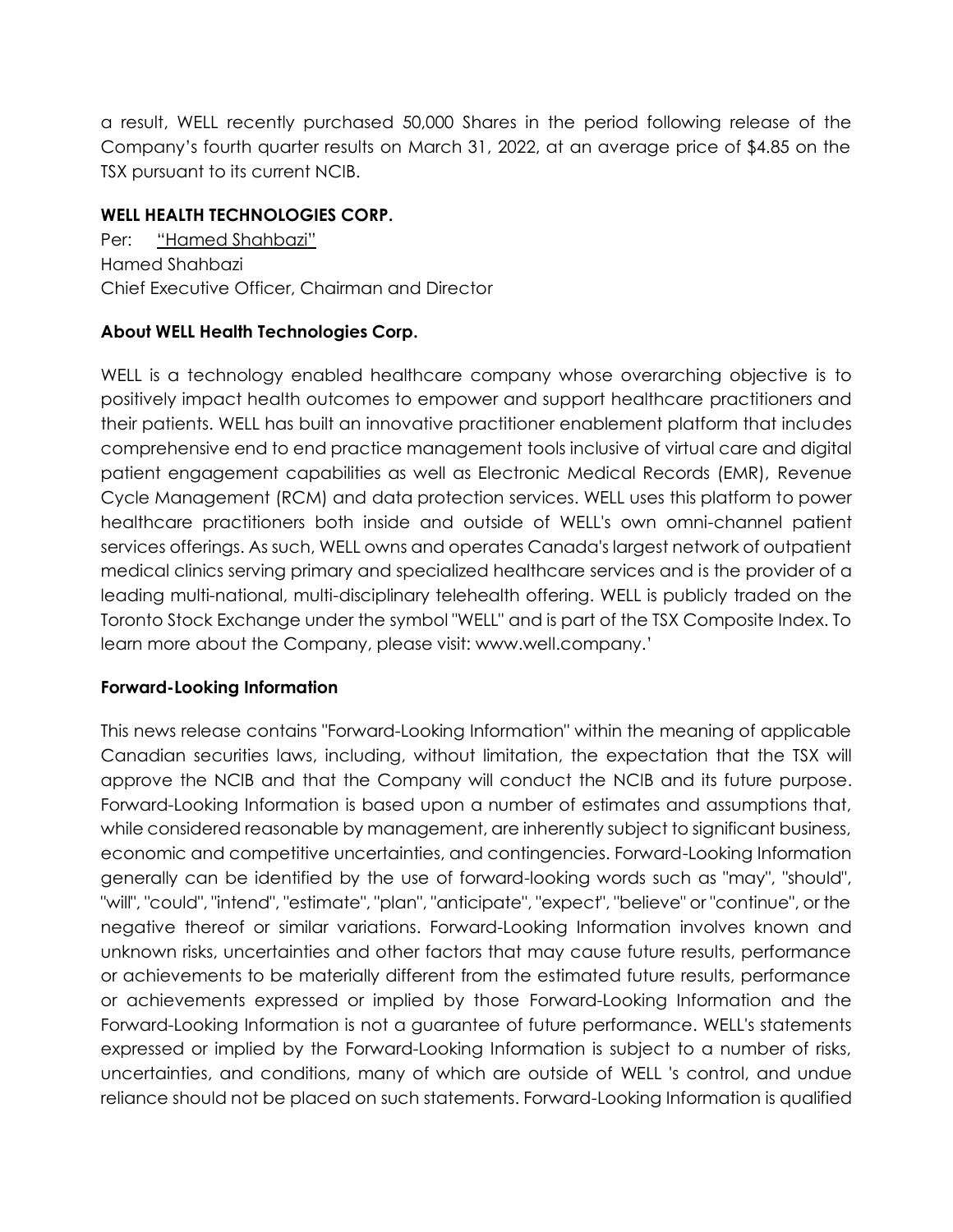a result, WELL recently purchased 50,000 Shares in the period following release of the Company's fourth quarter results on March 31, 2022, at an average price of $4.85 on the TSX pursuant to its current NCIB.

**WELL HEALTH TECHNOLOGIES CORP.**

Per: "Hamed Shahbazi"
Hamed Shahbazi
Chief Executive Officer, Chairman and Director

**About WELL Health Technologies Corp.**

WELL is a technology enabled healthcare company whose overarching objective is to positively impact health outcomes to empower and support healthcare practitioners and their patients. WELL has built an innovative practitioner enablement platform that includes comprehensive end to end practice management tools inclusive of virtual care and digital patient engagement capabilities as well as Electronic Medical Records (EMR), Revenue Cycle Management (RCM) and data protection services. WELL uses this platform to power healthcare practitioners both inside and outside of WELL's own omni-channel patient services offerings. As such, WELL owns and operates Canada's largest network of outpatient medical clinics serving primary and specialized healthcare services and is the provider of a leading multi-national, multi-disciplinary telehealth offering. WELL is publicly traded on the Toronto Stock Exchange under the symbol "WELL" and is part of the TSX Composite Index. To learn more about the Company, please visit: www.well.company.'

**Forward-Looking Information**

This news release contains "Forward-Looking Information" within the meaning of applicable Canadian securities laws, including, without limitation, the expectation that the TSX will approve the NCIB and that the Company will conduct the NCIB and its future purpose. Forward-Looking Information is based upon a number of estimates and assumptions that, while considered reasonable by management, are inherently subject to significant business, economic and competitive uncertainties, and contingencies. Forward-Looking Information generally can be identified by the use of forward-looking words such as "may", "should", "will", "could", "intend", "estimate", "plan", "anticipate", "expect", "believe" or "continue", or the negative thereof or similar variations. Forward-Looking Information involves known and unknown risks, uncertainties and other factors that may cause future results, performance or achievements to be materially different from the estimated future results, performance or achievements expressed or implied by those Forward-Looking Information and the Forward-Looking Information is not a guarantee of future performance. WELL's statements expressed or implied by the Forward-Looking Information is subject to a number of risks, uncertainties, and conditions, many of which are outside of WELL 's control, and undue reliance should not be placed on such statements. Forward-Looking Information is qualified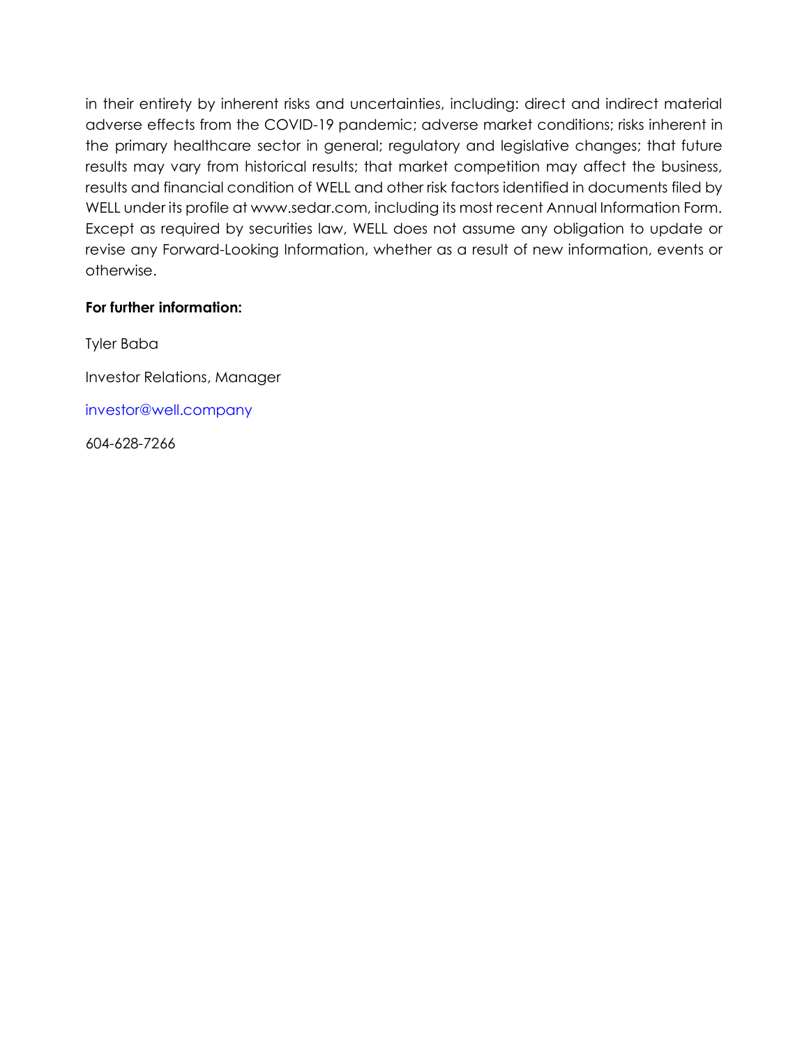in their entirety by inherent risks and uncertainties, including: direct and indirect material adverse effects from the COVID-19 pandemic; adverse market conditions; risks inherent in the primary healthcare sector in general; regulatory and legislative changes; that future results may vary from historical results; that market competition may affect the business, results and financial condition of WELL and other risk factors identified in documents filed by WELL under its profile at www.sedar.com, including its most recent Annual Information Form. Except as required by securities law, WELL does not assume any obligation to update or revise any Forward-Looking Information, whether as a result of new information, events or otherwise.

**For further information:**

Tyler Baba

Investor Relations, Manager

investor@well.company

604-628-7266